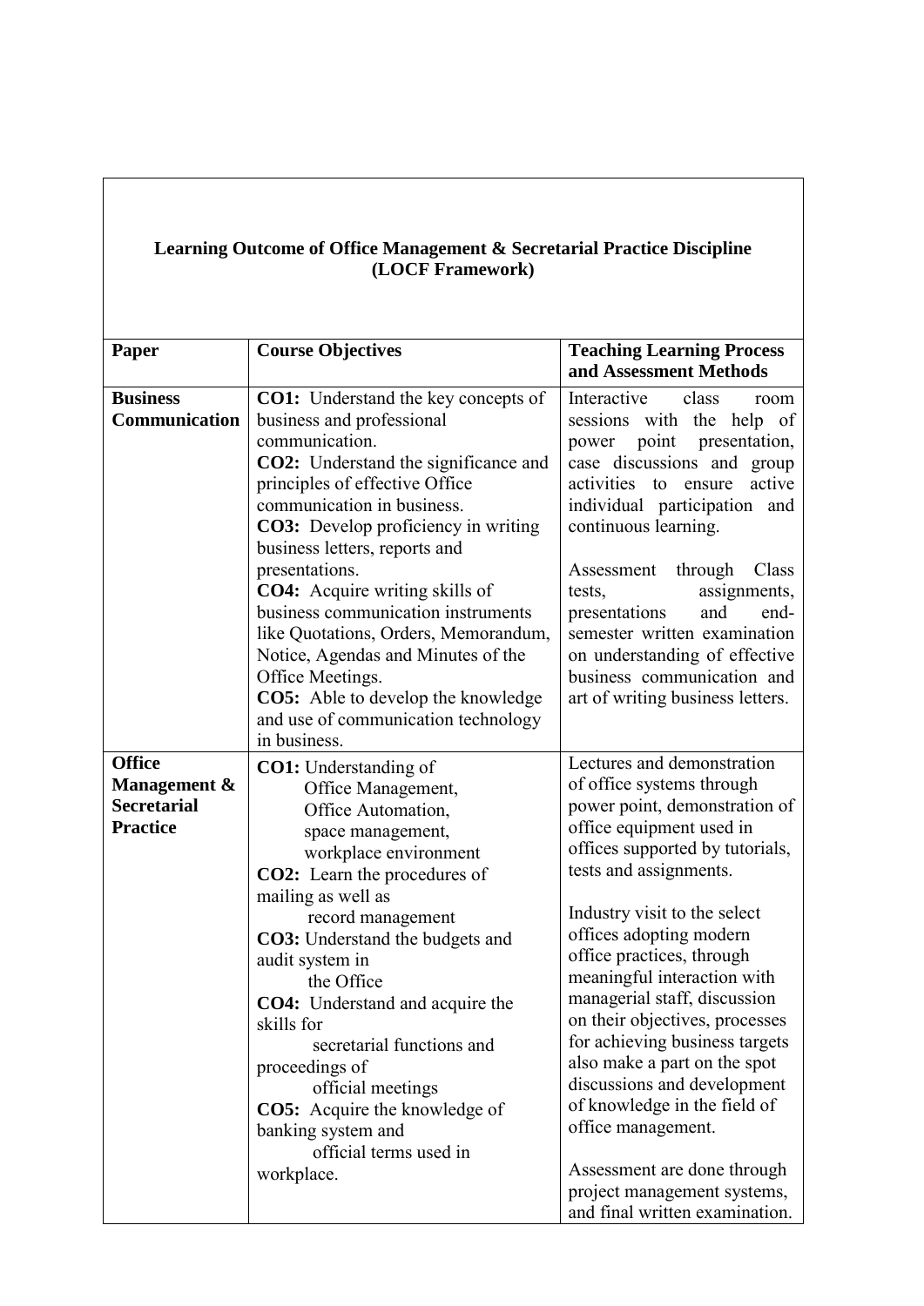**Learning Outcome of Office Management & Secretarial Practice Discipline (LOCF Framework)**

| Paper | Course Objectives | Teaching Learning Process and Assessment Methods |
|---|---|---|
| **Business Communication** | **CO1:** Understand the key concepts of business and professional communication.<br>**CO2:** Understand the significance and principles of effective Office communication in business.<br>**CO3:** Develop proficiency in writing business letters, reports and presentations.<br>**CO4:** Acquire writing skills of business communication instruments like Quotations, Orders, Memorandum, Notice, Agendas and Minutes of the Office Meetings.<br>**CO5:** Able to develop the knowledge and use of communication technology in business. | Interactive class room sessions with the help of power point presentation, case discussions and group activities to ensure active individual participation and continuous learning.<br><br>Assessment through Class tests, assignments, presentations and end-semester written examination on understanding of effective business communication and art of writing business letters. |
| **Office Management & Secretarial Practice** | **CO1:** Understanding of Office Management, Office Automation, space management, workplace environment<br>**CO2:** Learn the procedures of mailing as well as record management<br>**CO3:** Understand the budgets and audit system in the Office<br>**CO4:** Understand and acquire the skills for secretarial functions and proceedings of official meetings<br>**CO5:** Acquire the knowledge of banking system and official terms used in workplace. | Lectures and demonstration of office systems through power point, demonstration of office equipment used in offices supported by tutorials, tests and assignments.<br><br>Industry visit to the select offices adopting modern office practices, through meaningful interaction with managerial staff, discussion on their objectives, processes for achieving business targets also make a part on the spot discussions and development of knowledge in the field of office management.<br><br>Assessment are done through project management systems, and final written examination. |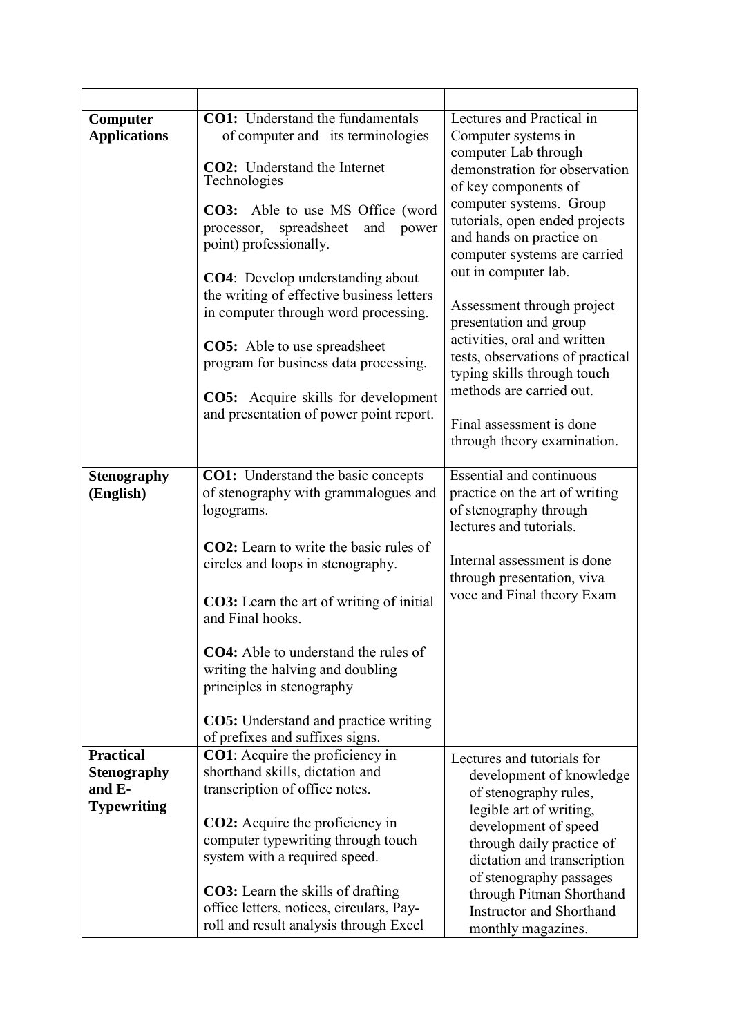| | | |
|---|---|---|
| **Computer Applications** | **CO1:** Understand the fundamentals of computer and its terminologies<br><br>**CO2:** Understand the Internet Technologies<br><br>**CO3:** Able to use MS Office (word processor, spreadsheet and power point) professionally.<br><br>**CO4**: Develop understanding about the writing of effective business letters in computer through word processing.<br><br>**CO5:** Able to use spreadsheet program for business data processing.<br><br>**CO5:** Acquire skills for development and presentation of power point report. | Lectures and Practical in Computer systems in computer Lab through demonstration for observation of key components of computer systems. Group tutorials, open ended projects and hands on practice on computer systems are carried out in computer lab.<br><br>Assessment through project presentation and group activities, oral and written tests, observations of practical typing skills through touch methods are carried out.<br><br>Final assessment is done through theory examination. |
| **Stenography (English)** | **CO1:** Understand the basic concepts of stenography with grammalogues and logograms.<br><br>**CO2:** Learn to write the basic rules of circles and loops in stenography.<br><br>**CO3:** Learn the art of writing of initial and Final hooks.<br><br>**CO4:** Able to understand the rules of writing the halving and doubling principles in stenography<br><br>**CO5:** Understand and practice writing of prefixes and suffixes signs. | Essential and continuous practice on the art of writing of stenography through lectures and tutorials.<br><br>Internal assessment is done through presentation, viva voce and Final theory Exam |
| **Practical Stenography and E-Typewriting** | **CO1**: Acquire the proficiency in shorthand skills, dictation and transcription of office notes.<br><br>**CO2:** Acquire the proficiency in computer typewriting through touch system with a required speed.<br><br>**CO3:** Learn the skills of drafting office letters, notices, circulars, Pay-roll and result analysis through Excel | Lectures and tutorials for development of knowledge of stenography rules, legible art of writing, development of speed through daily practice of dictation and transcription of stenography passages through Pitman Shorthand Instructor and Shorthand monthly magazines. |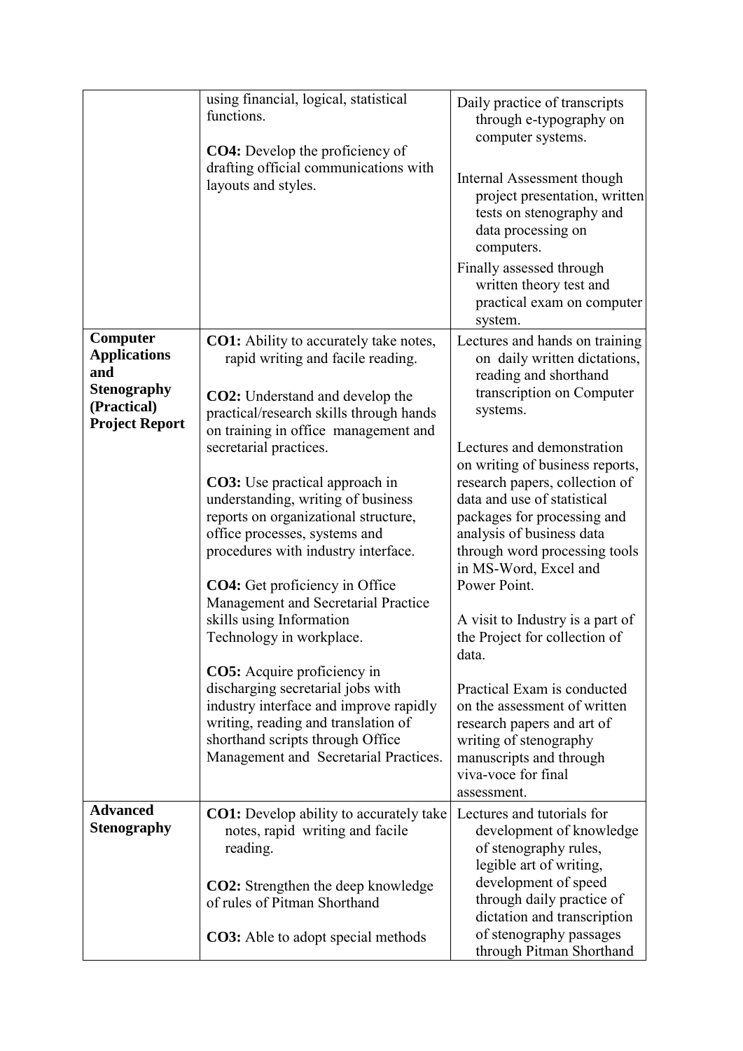| | | |
|---|---|---|
| | using financial, logical, statistical functions.<br><br>**CO4:** Develop the proficiency of drafting official communications with layouts and styles. | Daily practice of transcripts through e-typography on computer systems.<br><br>Internal Assessment though project presentation, written tests on stenography and data processing on computers.<br><br>Finally assessed through written theory test and practical exam on computer system. |
| **Computer Applications and Stenography (Practical) Project Report** | **CO1:** Ability to accurately take notes, rapid writing and facile reading.<br><br>**CO2:** Understand and develop the practical/research skills through hands on training in office management and secretarial practices.<br><br>**CO3:** Use practical approach in understanding, writing of business reports on organizational structure, office processes, systems and procedures with industry interface.<br><br>**CO4:** Get proficiency in Office Management and Secretarial Practice skills using Information Technology in workplace.<br><br>**CO5:** Acquire proficiency in discharging secretarial jobs with industry interface and improve rapidly writing, reading and translation of shorthand scripts through Office Management and Secretarial Practices. | Lectures and hands on training on daily written dictations, reading and shorthand transcription on Computer systems.<br><br>Lectures and demonstration on writing of business reports, research papers, collection of data and use of statistical packages for processing and analysis of business data through word processing tools in MS-Word, Excel and Power Point.<br><br>A visit to Industry is a part of the Project for collection of data.<br><br>Practical Exam is conducted on the assessment of written research papers and art of writing of stenography manuscripts and through viva-voce for final assessment. |
| **Advanced Stenography** | **CO1:** Develop ability to accurately take notes, rapid writing and facile reading.<br><br>**CO2:** Strengthen the deep knowledge of rules of Pitman Shorthand<br><br>**CO3:** Able to adopt special methods | Lectures and tutorials for development of knowledge of stenography rules, legible art of writing, development of speed through daily practice of dictation and transcription of stenography passages through Pitman Shorthand |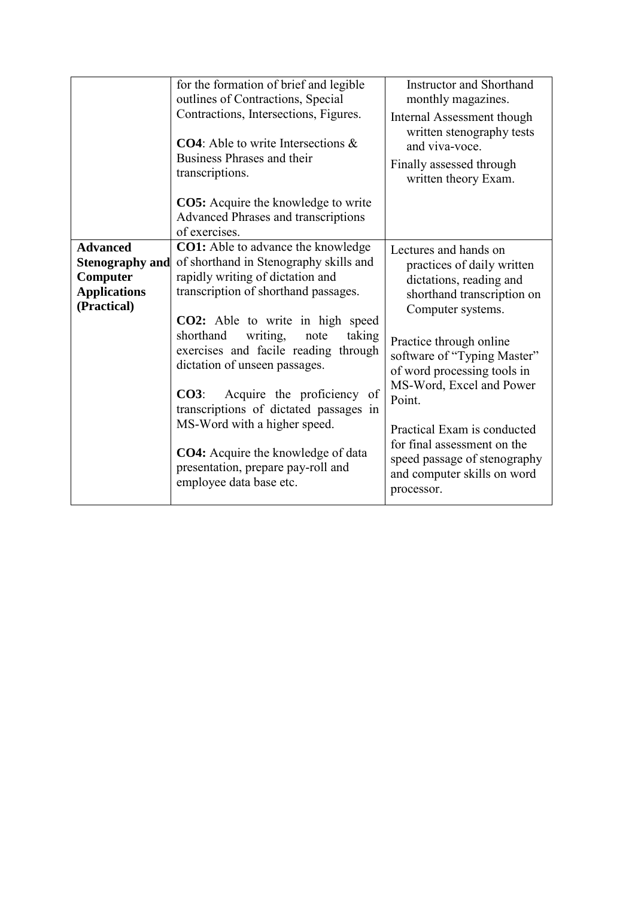| | | |
|---|---|---|
| | for the formation of brief and legible outlines of Contractions, Special Contractions, Intersections, Figures.<br><br>**CO4**: Able to write Intersections & Business Phrases and their transcriptions.<br><br>**CO5:** Acquire the knowledge to write Advanced Phrases and transcriptions of exercises. | Instructor and Shorthand monthly magazines.<br>Internal Assessment though written stenography tests and viva-voce.<br>Finally assessed through written theory Exam. |
| **Advanced Stenography and Computer Applications (Practical)** | **CO1:** Able to advance the knowledge of shorthand in Stenography skills and rapidly writing of dictation and transcription of shorthand passages.<br><br>**CO2:** Able to write in high speed shorthand writing, note taking exercises and facile reading through dictation of unseen passages.<br><br>**CO3**: Acquire the proficiency of transcriptions of dictated passages in MS-Word with a higher speed.<br><br>**CO4:** Acquire the knowledge of data presentation, prepare pay-roll and employee data base etc. | Lectures and hands on practices of daily written dictations, reading and shorthand transcription on Computer systems.<br><br>Practice through online software of "Typing Master" of word processing tools in MS-Word, Excel and Power Point.<br><br>Practical Exam is conducted for final assessment on the speed passage of stenography and computer skills on word processor. |